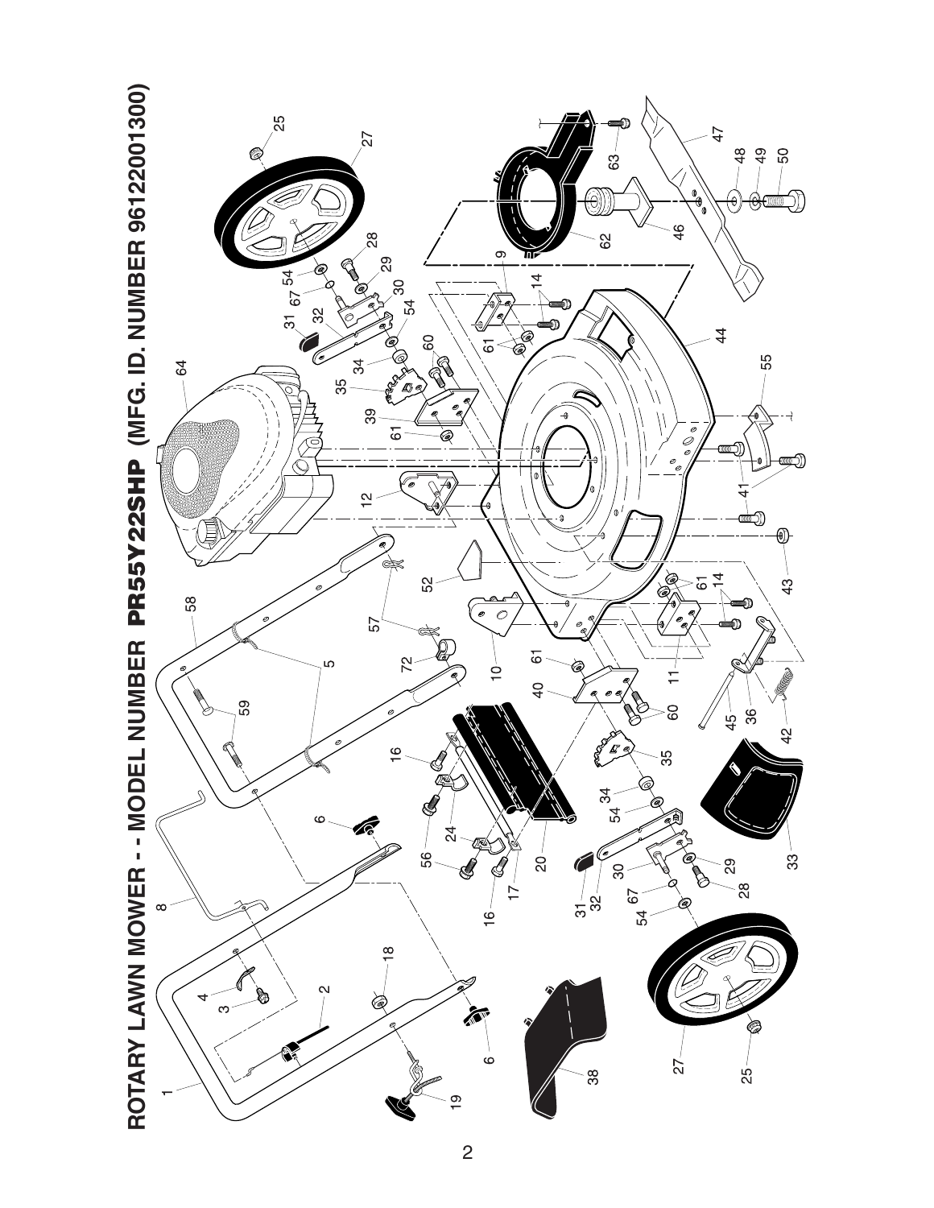# ROTARY LAWN MOWER - - MODEL NUMBER PR55Y22SHP (MFG. ID. NUMBER 96122001300)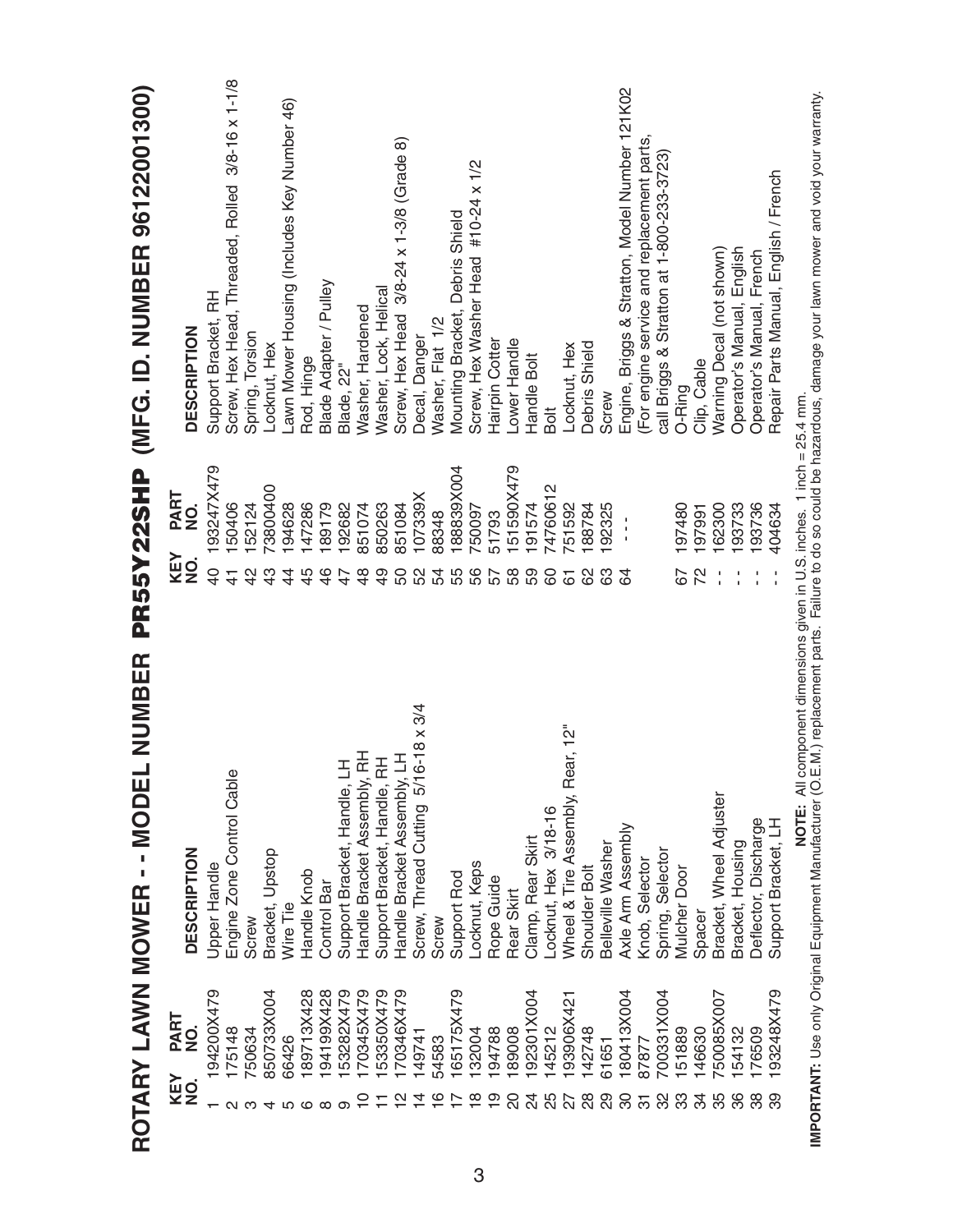# ROTARY LAWN MOWER - - MODEL NUMBER PR55Y22SHP (MFG. ID. NUMBER 96122001300)

| KEY NO. | PART NO. | DESCRIPTION |
|---|---|---|
| 1 | 194200X479 | Upper Handle |
| 2 | 175148 | Engine Zone Control Cable |
| 3 | 750634 | Screw |
| 4 | 850733X004 | Bracket, Upstop |
| 5 | 66426 | Wire Tie |
| 6 | 189713X428 | Handle Knob |
| 8 | 194199X428 | Control Bar |
| 9 | 153282X479 | Support Bracket, Handle, LH |
| 10 | 170345X479 | Handle Bracket Assembly, RH |
| 11 | 153350X479 | Support Bracket, Handle, RH |
| 12 | 170346X479 | Handle Bracket Assembly, LH |
| 14 | 149741 | Screw, Thread Cutting 5/16-18 x 3/4 |
| 16 | 54583 | Screw |
| 17 | 165175X479 | Support Rod |
| 18 | 132004 | Locknut, Keps |
| 19 | 194788 | Rope Guide |
| 20 | 189008 | Rear Skirt |
| 24 | 192301X004 | Clamp, Rear Skirt |
| 25 | 145212 | Locknut, Hex 3/18-16 |
| 27 | 193906X421 | Wheel & Tire Assembly, Rear, 12" |
| 28 | 142748 | Shoulder Bolt |
| 29 | 61651 | Belleville Washer |
| 30 | 180413X004 | Axle Arm Assembly |
| 31 | 87877 | Knob, Selector |
| 32 | 700331X004 | Spring, Selector |
| 33 | 151889 | Mulcher Door |
| 34 | 146630 | Spacer |
| 35 | 750085X007 | Bracket, Wheel Adjuster |
| 36 | 154132 | Bracket, Housing |
| 38 | 176509 | Deflector, Discharge |
| 39 | 193248X479 | Support Bracket, LH |
| 40 | 193247X479 | Support Bracket, RH |
| 41 | 150406 | Screw, Hex Head, Threaded, Rolled 3/8-16 x 1-1/8 |
| 42 | 152124 | Spring, Torsion |
| 43 | 73800400 | Locknut, Hex |
| 44 | 194628 | Lawn Mower Housing (Includes Key Number 46) |
| 45 | 147286 | Rod, Hinge |
| 46 | 189179 | Blade Adapter / Pulley |
| 47 | 192682 | Blade, 22" |
| 48 | 851074 | Washer, Hardened |
| 49 | 850263 | Washer, Lock, Helical |
| 50 | 851084 | Screw, Hex Head 3/8-24 x 1-3/8 (Grade 8) |
| 52 | 107339X | Decal, Danger |
| 54 | 88348 | Washer, Flat 1/2 |
| 55 | 188839X004 | Mounting Bracket, Debris Shield |
| 56 | 750097 | Screw, Hex Washer Head #10-24 x 1/2 |
| 57 | 51793 | Hairpin Cotter |
| 58 | 151590X479 | Lower Handle |
| 59 | 191574 | Handle Bolt |
| 60 | 74760612 | Bolt |
| 61 | 751592 | Locknut, Hex |
| 62 | 188784 | Debris Shield |
| 63 | 192325 | Screw |
| 64 | - - - | Engine, Briggs & Stratton, Model Number 121K02 (For engine service and replacement parts, call Briggs & Stratton at 1-800-233-3723) |
| 67 | 197480 | O-Ring |
| 72 | 197991 | Clip, Cable |
| - - | 162300 | Warning Decal (not shown) |
| - - | 193733 | Operator's Manual, English |
| - - | 193736 | Operator's Manual, French |
| - - | 404634 | Repair Parts Manual, English / French |

**NOTE:** All component dimensions given in U.S. inches. 1 inch = 25.4 mm.

**IMPORTANT:** Use only Original Equipment Manufacturer (O.E.M.) replacement parts. Failure to do so could be hazardous, damage your lawn mower and void your warranty.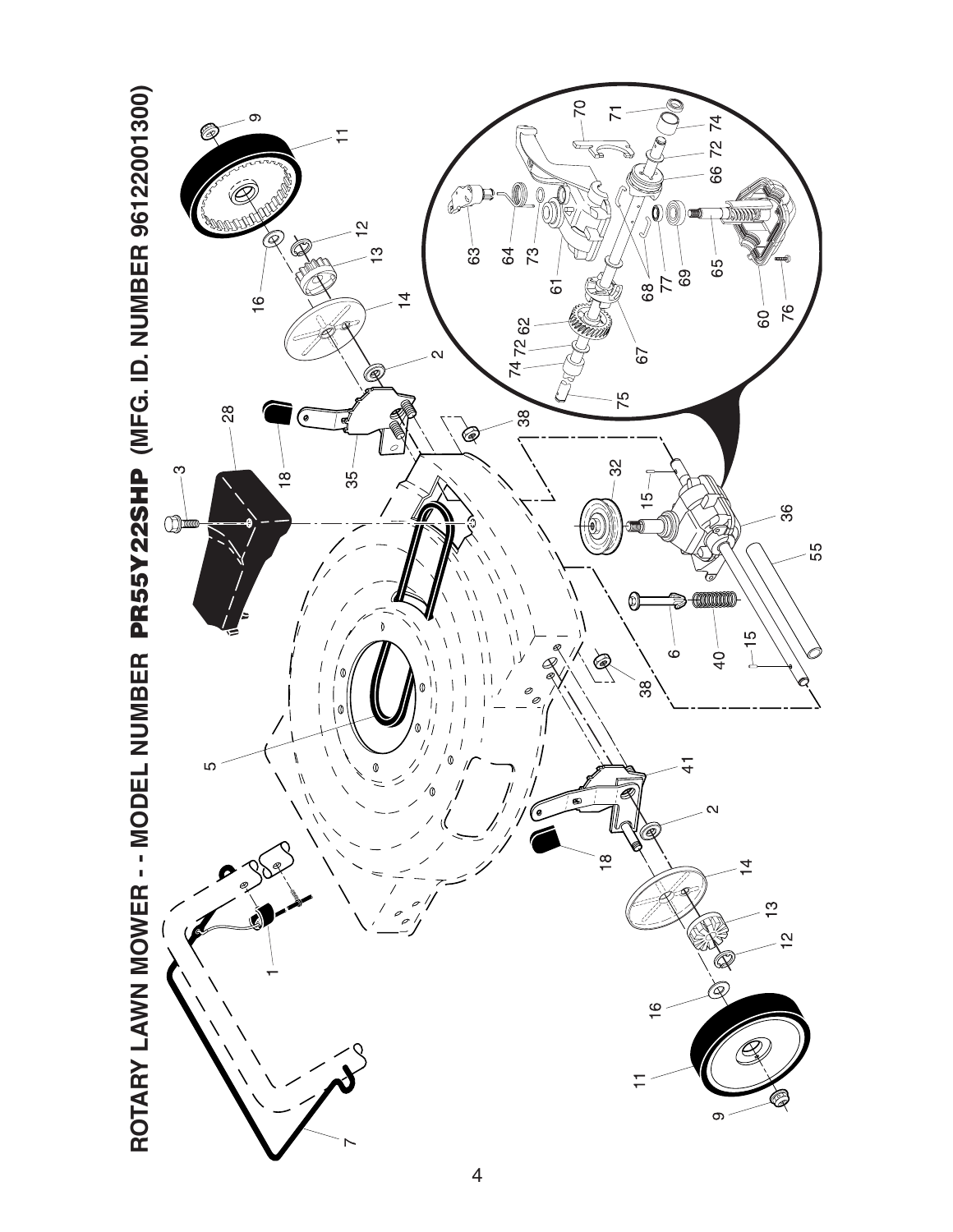# ROTARY LAWN MOWER - - MODEL NUMBER PR55Y22SHP (MFG. ID. NUMBER 96122001300)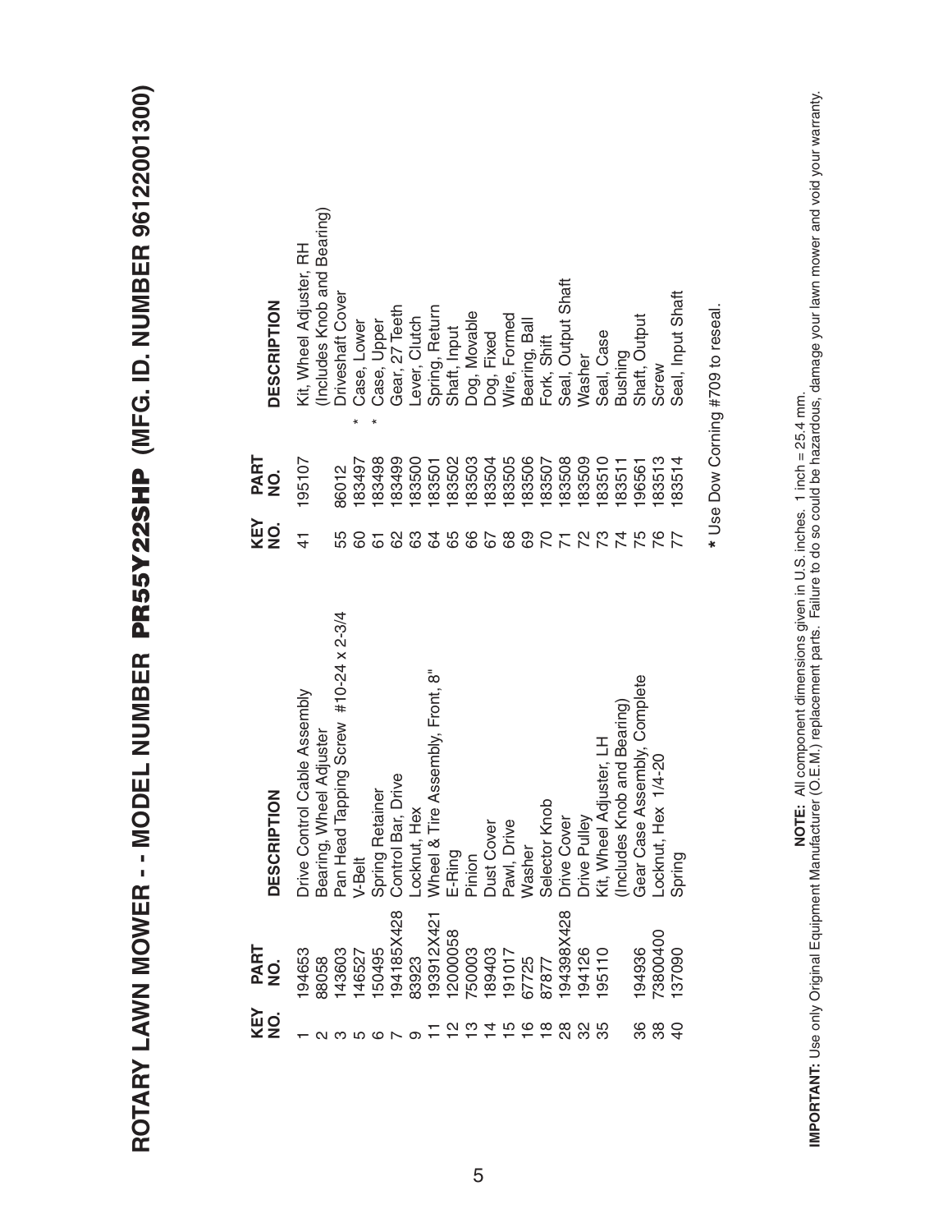# ROTARY LAWN MOWER - - MODEL NUMBER PR55Y22SHP (MFG. ID. NUMBER 96122001300)

| KEY NO. | PART NO. | DESCRIPTION |
|---|---|---|
| 1 | 194653 | Drive Control Cable Assembly |
| 2 | 88058 | Bearing, Wheel Adjuster |
| 3 | 143603 | Pan Head Tapping Screw #10-24 x 2-3/4 |
| 5 | 146527 | V-Belt |
| 6 | 150495 | Spring Retainer |
| 7 | 194185X428 | Control Bar, Drive |
| 9 | 83923 | Locknut, Hex |
| 11 | 193912X421 | Wheel & Tire Assembly, Front, 8" |
| 12 | 12000058 | E-Ring |
| 13 | 750003 | Pinion |
| 14 | 189403 | Dust Cover |
| 15 | 191017 | Pawl, Drive |
| 16 | 67725 | Washer |
| 18 | 87877 | Selector Knob |
| 28 | 194398X428 | Drive Cover |
| 32 | 194126 | Drive Pulley |
| 35 | 195110 | Kit, Wheel Adjuster, LH (Includes Knob and Bearing) |
| 36 | 194936 | Gear Case Assembly, Complete |
| 38 | 73800400 | Locknut, Hex 1/4-20 |
| 40 | 137090 | Spring |
| 41 | 195107 | Kit, Wheel Adjuster, RH (Includes Knob and Bearing) |
| 55 | 86012 | Driveshaft Cover |
| 60 | 183497 | * Case, Lower |
| 61 | 183498 | * Case, Upper |
| 62 | 183499 | Gear, 27 Teeth |
| 63 | 183500 | Lever, Clutch |
| 64 | 183501 | Spring, Return |
| 65 | 183502 | Shaft, Input |
| 66 | 183503 | Dog, Movable |
| 67 | 183504 | Dog, Fixed |
| 68 | 183505 | Wire, Formed |
| 69 | 183506 | Bearing, Ball |
| 70 | 183507 | Fork, Shift |
| 71 | 183508 | Seal, Output Shaft |
| 72 | 183509 | Washer |
| 73 | 183510 | Seal, Case |
| 74 | 183511 | Bushing |
| 75 | 196561 | Shaft, Output |
| 76 | 183513 | Screw |
| 77 | 183514 | Seal, Input Shaft |

* Use Dow Corning #709 to reseal.

**NOTE:** All component dimensions given in U.S. inches. 1 inch = 25.4 mm.

**IMPORTANT:** Use only Original Equipment Manufacturer (O.E.M.) replacement parts. Failure to do so could be hazardous, damage your lawn mower and void your warranty.